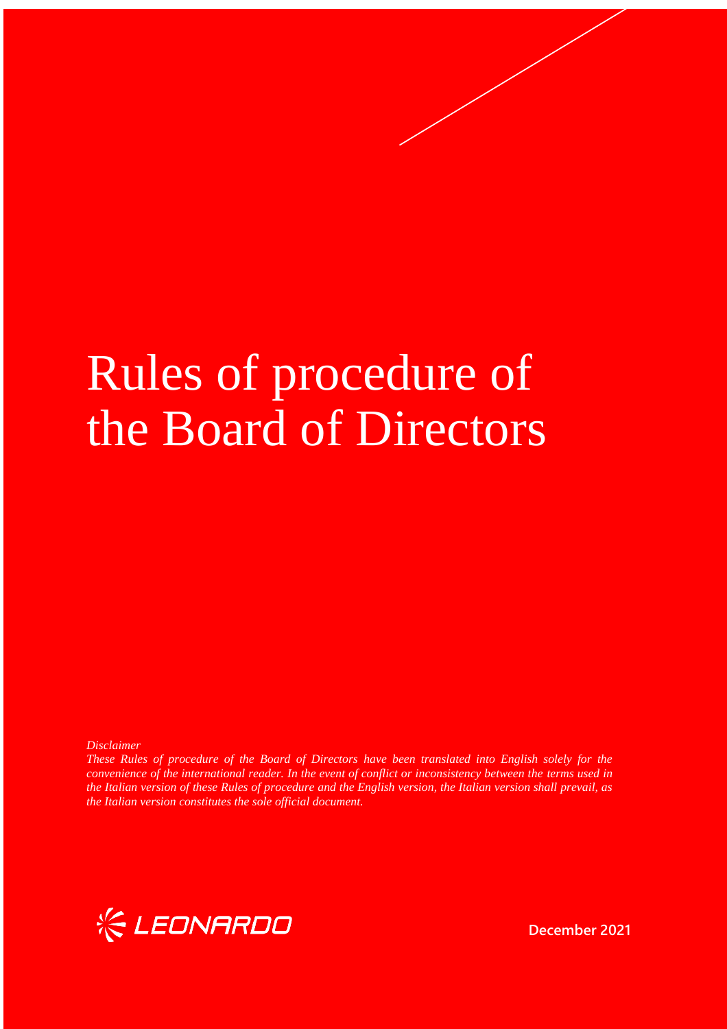# Rules of procedure of the Board of Directors

*Disclaimer*

*These Rules of procedure of the Board of Directors have been translated into English solely for the convenience of the international reader. In the event of conflict or inconsistency between the terms used in the Italian version of these Rules of procedure and the English version, the Italian version shall prevail, as the Italian version constitutes the sole official document.*

LEONARDO

**December 2021**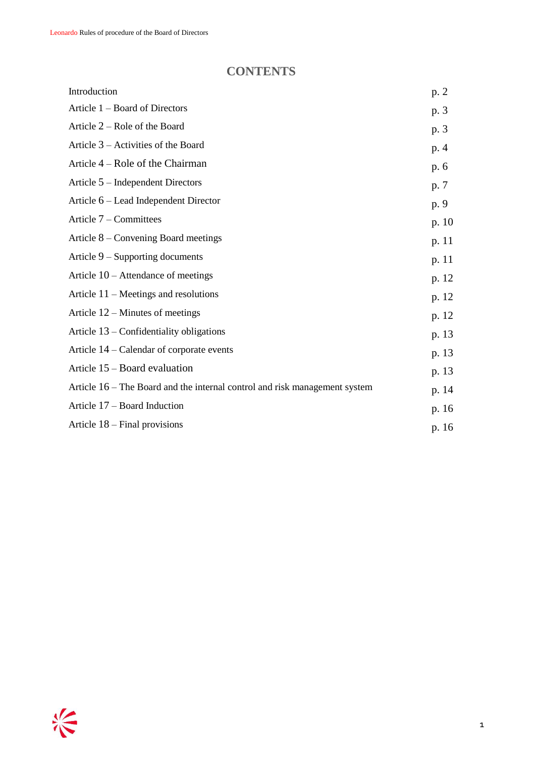# CONTENTS

| | |
|---|---|
| Introduction | p. 2 |
| Article 1 – Board of Directors | p. 3 |
| Article 2 – Role of the Board | p. 3 |
| Article 3 – Activities of the Board | p. 4 |
| Article 4 – Role of the Chairman | p. 6 |
| Article 5 – Independent Directors | p. 7 |
| Article 6 – Lead Independent Director | p. 9 |
| Article 7 – Committees | p. 10 |
| Article 8 – Convening Board meetings | p. 11 |
| Article 9 – Supporting documents | p. 11 |
| Article 10 – Attendance of meetings | p. 12 |
| Article 11 – Meetings and resolutions | p. 12 |
| Article 12 – Minutes of meetings | p. 12 |
| Article 13 – Confidentiality obligations | p. 13 |
| Article 14 – Calendar of corporate events | p. 13 |
| Article 15 – Board evaluation | p. 13 |
| Article 16 – The Board and the internal control and risk management system | p. 14 |
| Article 17 – Board Induction | p. 16 |
| Article 18 – Final provisions | p. 16 |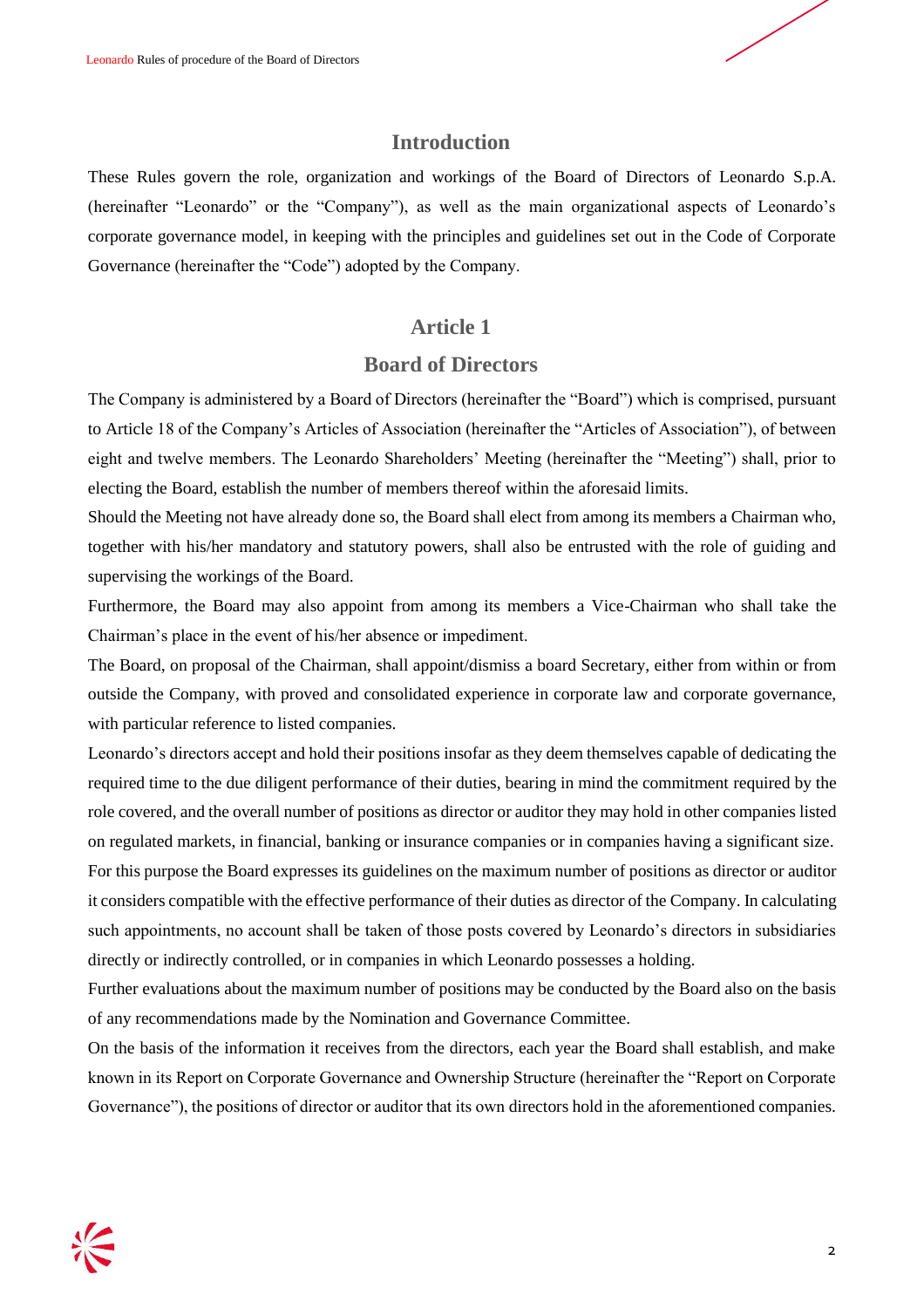## Introduction

These Rules govern the role, organization and workings of the Board of Directors of Leonardo S.p.A. (hereinafter "Leonardo" or the "Company"), as well as the main organizational aspects of Leonardo's corporate governance model, in keeping with the principles and guidelines set out in the Code of Corporate Governance (hereinafter the "Code") adopted by the Company.

## Article 1

## Board of Directors

The Company is administered by a Board of Directors (hereinafter the "Board") which is comprised, pursuant to Article 18 of the Company's Articles of Association (hereinafter the "Articles of Association"), of between eight and twelve members. The Leonardo Shareholders' Meeting (hereinafter the "Meeting") shall, prior to electing the Board, establish the number of members thereof within the aforesaid limits.

Should the Meeting not have already done so, the Board shall elect from among its members a Chairman who, together with his/her mandatory and statutory powers, shall also be entrusted with the role of guiding and supervising the workings of the Board.

Furthermore, the Board may also appoint from among its members a Vice-Chairman who shall take the Chairman's place in the event of his/her absence or impediment.

The Board, on proposal of the Chairman, shall appoint/dismiss a board Secretary, either from within or from outside the Company, with proved and consolidated experience in corporate law and corporate governance, with particular reference to listed companies.

Leonardo's directors accept and hold their positions insofar as they deem themselves capable of dedicating the required time to the due diligent performance of their duties, bearing in mind the commitment required by the role covered, and the overall number of positions as director or auditor they may hold in other companies listed on regulated markets, in financial, banking or insurance companies or in companies having a significant size.

For this purpose the Board expresses its guidelines on the maximum number of positions as director or auditor it considers compatible with the effective performance of their duties as director of the Company. In calculating such appointments, no account shall be taken of those posts covered by Leonardo's directors in subsidiaries directly or indirectly controlled, or in companies in which Leonardo possesses a holding.

Further evaluations about the maximum number of positions may be conducted by the Board also on the basis of any recommendations made by the Nomination and Governance Committee.

On the basis of the information it receives from the directors, each year the Board shall establish, and make known in its Report on Corporate Governance and Ownership Structure (hereinafter the "Report on Corporate Governance"), the positions of director or auditor that its own directors hold in the aforementioned companies.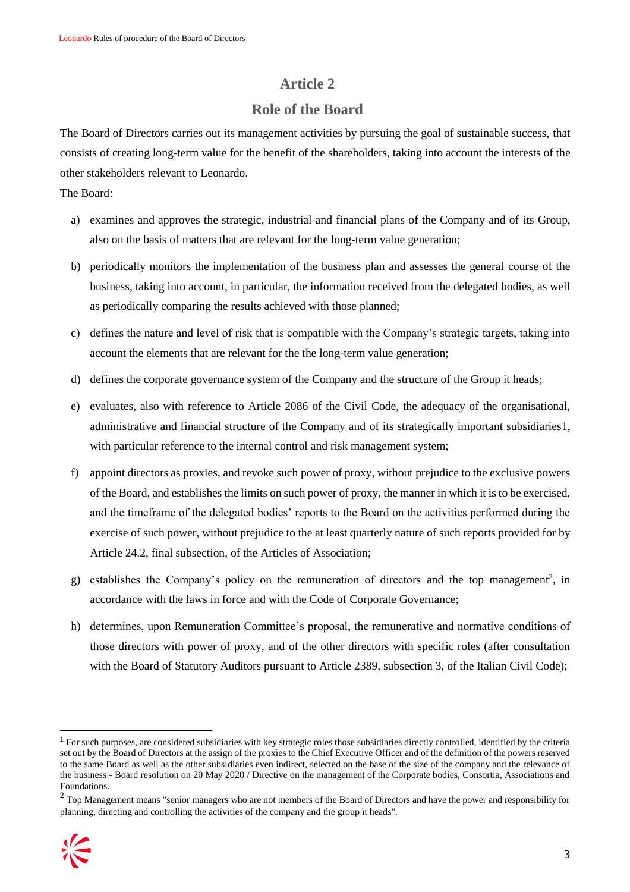## Article 2

## Role of the Board

The Board of Directors carries out its management activities by pursuing the goal of sustainable success, that consists of creating long-term value for the benefit of the shareholders, taking into account the interests of the other stakeholders relevant to Leonardo.

The Board:

a) examines and approves the strategic, industrial and financial plans of the Company and of its Group, also on the basis of matters that are relevant for the long-term value generation;

b) periodically monitors the implementation of the business plan and assesses the general course of the business, taking into account, in particular, the information received from the delegated bodies, as well as periodically comparing the results achieved with those planned;

c) defines the nature and level of risk that is compatible with the Company's strategic targets, taking into account the elements that are relevant for the the long-term value generation;

d) defines the corporate governance system of the Company and the structure of the Group it heads;

e) evaluates, also with reference to Article 2086 of the Civil Code, the adequacy of the organisational, administrative and financial structure of the Company and of its strategically important subsidiaries1, with particular reference to the internal control and risk management system;

f) appoint directors as proxies, and revoke such power of proxy, without prejudice to the exclusive powers of the Board, and establishes the limits on such power of proxy, the manner in which it is to be exercised, and the timeframe of the delegated bodies' reports to the Board on the activities performed during the exercise of such power, without prejudice to the at least quarterly nature of such reports provided for by Article 24.2, final subsection, of the Articles of Association;

g) establishes the Company's policy on the remuneration of directors and the top management[2], in accordance with the laws in force and with the Code of Corporate Governance;

h) determines, upon Remuneration Committee's proposal, the remunerative and normative conditions of those directors with power of proxy, and of the other directors with specific roles (after consultation with the Board of Statutory Auditors pursuant to Article 2389, subsection 3, of the Italian Civil Code);

---

[1] For such purposes, are considered subsidiaries with key strategic roles those subsidiaries directly controlled, identified by the criteria set out by the Board of Directors at the assign of the proxies to the Chief Executive Officer and of the definition of the powers reserved to the same Board as well as the other subsidiaries even indirect, selected on the base of the size of the company and the relevance of the business - Board resolution on 20 May 2020 / Directive on the management of the Corporate bodies, Consortia, Associations and Foundations.

[2] Top Management means "senior managers who are not members of the Board of Directors and have the power and responsibility for planning, directing and controlling the activities of the company and the group it heads".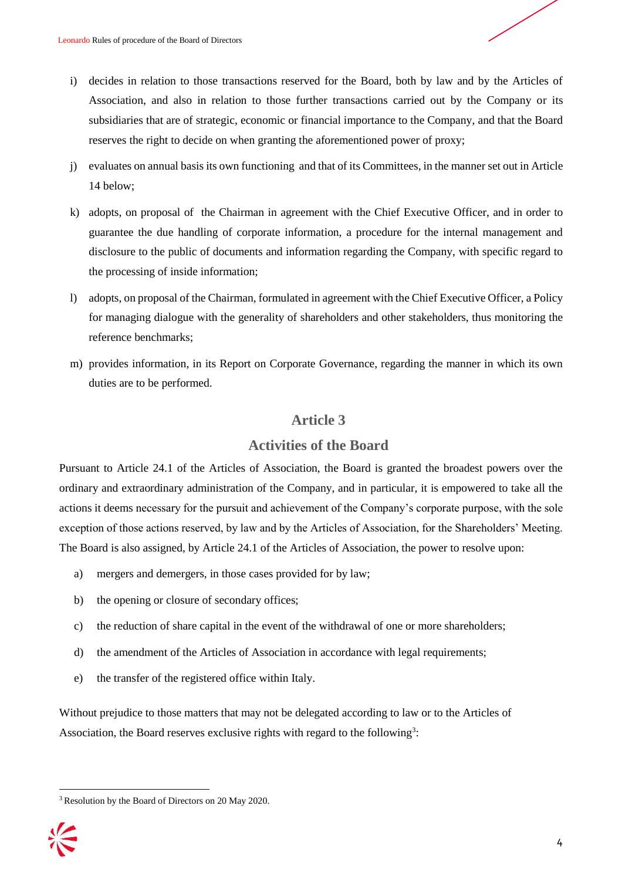i) decides in relation to those transactions reserved for the Board, both by law and by the Articles of Association, and also in relation to those further transactions carried out by the Company or its subsidiaries that are of strategic, economic or financial importance to the Company, and that the Board reserves the right to decide on when granting the aforementioned power of proxy;

j) evaluates on annual basis its own functioning and that of its Committees, in the manner set out in Article 14 below;

k) adopts, on proposal of the Chairman in agreement with the Chief Executive Officer, and in order to guarantee the due handling of corporate information, a procedure for the internal management and disclosure to the public of documents and information regarding the Company, with specific regard to the processing of inside information;

l) adopts, on proposal of the Chairman, formulated in agreement with the Chief Executive Officer, a Policy for managing dialogue with the generality of shareholders and other stakeholders, thus monitoring the reference benchmarks;

m) provides information, in its Report on Corporate Governance, regarding the manner in which its own duties are to be performed.

## Article 3

## Activities of the Board

Pursuant to Article 24.1 of the Articles of Association, the Board is granted the broadest powers over the ordinary and extraordinary administration of the Company, and in particular, it is empowered to take all the actions it deems necessary for the pursuit and achievement of the Company's corporate purpose, with the sole exception of those actions reserved, by law and by the Articles of Association, for the Shareholders' Meeting. The Board is also assigned, by Article 24.1 of the Articles of Association, the power to resolve upon:

a) mergers and demergers, in those cases provided for by law;

b) the opening or closure of secondary offices;

c) the reduction of share capital in the event of the withdrawal of one or more shareholders;

d) the amendment of the Articles of Association in accordance with legal requirements;

e) the transfer of the registered office within Italy.

Without prejudice to those matters that may not be delegated according to law or to the Articles of Association, the Board reserves exclusive rights with regard to the following[3]:

[3] Resolution by the Board of Directors on 20 May 2020.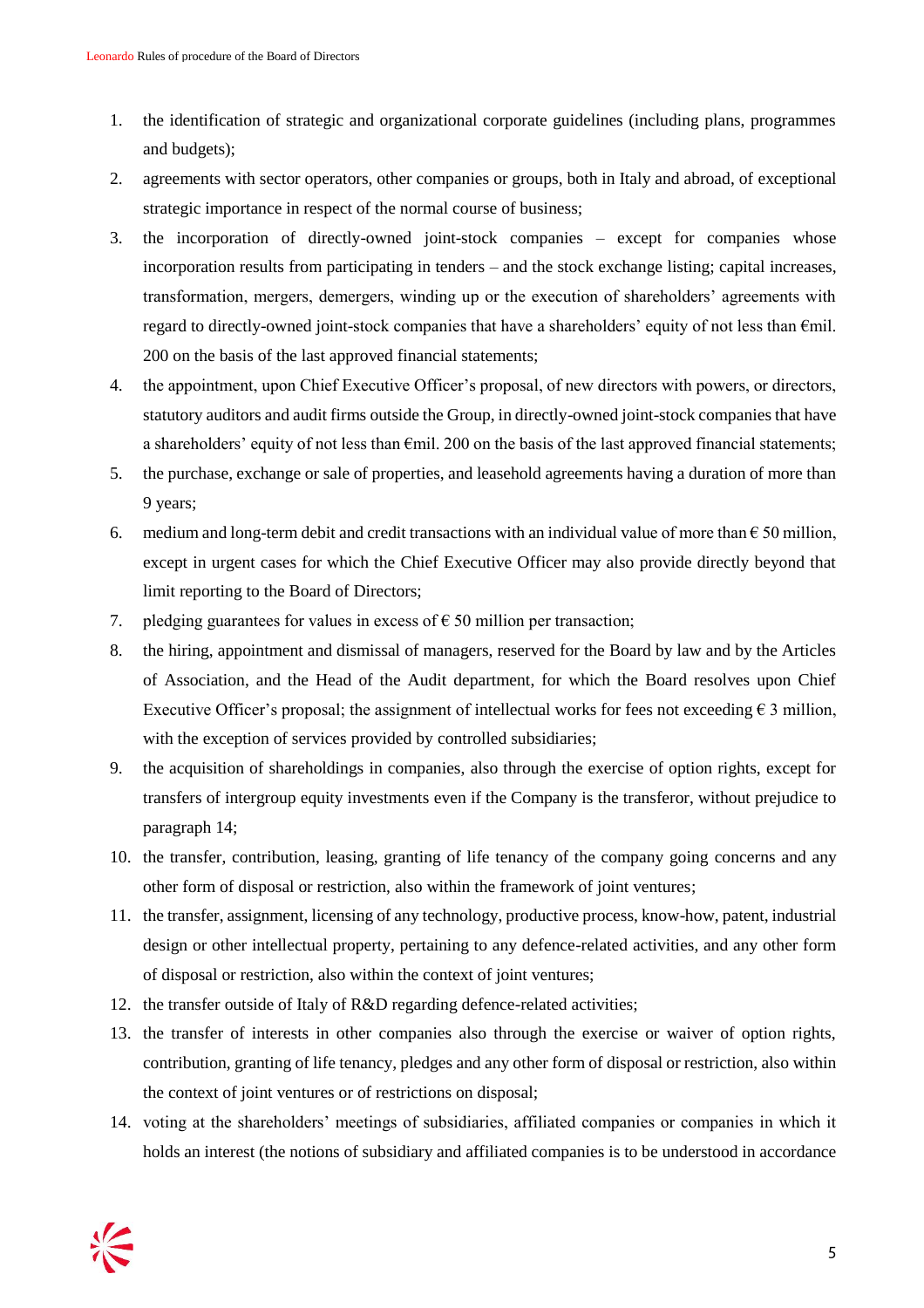1. the identification of strategic and organizational corporate guidelines (including plans, programmes and budgets);
2. agreements with sector operators, other companies or groups, both in Italy and abroad, of exceptional strategic importance in respect of the normal course of business;
3. the incorporation of directly-owned joint-stock companies – except for companies whose incorporation results from participating in tenders – and the stock exchange listing; capital increases, transformation, mergers, demergers, winding up or the execution of shareholders' agreements with regard to directly-owned joint-stock companies that have a shareholders' equity of not less than €mil. 200 on the basis of the last approved financial statements;
4. the appointment, upon Chief Executive Officer's proposal, of new directors with powers, or directors, statutory auditors and audit firms outside the Group, in directly-owned joint-stock companies that have a shareholders' equity of not less than €mil. 200 on the basis of the last approved financial statements;
5. the purchase, exchange or sale of properties, and leasehold agreements having a duration of more than 9 years;
6. medium and long-term debit and credit transactions with an individual value of more than € 50 million, except in urgent cases for which the Chief Executive Officer may also provide directly beyond that limit reporting to the Board of Directors;
7. pledging guarantees for values in excess of € 50 million per transaction;
8. the hiring, appointment and dismissal of managers, reserved for the Board by law and by the Articles of Association, and the Head of the Audit department, for which the Board resolves upon Chief Executive Officer's proposal; the assignment of intellectual works for fees not exceeding € 3 million, with the exception of services provided by controlled subsidiaries;
9. the acquisition of shareholdings in companies, also through the exercise of option rights, except for transfers of intergroup equity investments even if the Company is the transferor, without prejudice to paragraph 14;
10. the transfer, contribution, leasing, granting of life tenancy of the company going concerns and any other form of disposal or restriction, also within the framework of joint ventures;
11. the transfer, assignment, licensing of any technology, productive process, know-how, patent, industrial design or other intellectual property, pertaining to any defence-related activities, and any other form of disposal or restriction, also within the context of joint ventures;
12. the transfer outside of Italy of R&D regarding defence-related activities;
13. the transfer of interests in other companies also through the exercise or waiver of option rights, contribution, granting of life tenancy, pledges and any other form of disposal or restriction, also within the context of joint ventures or of restrictions on disposal;
14. voting at the shareholders' meetings of subsidiaries, affiliated companies or companies in which it holds an interest (the notions of subsidiary and affiliated companies is to be understood in accordance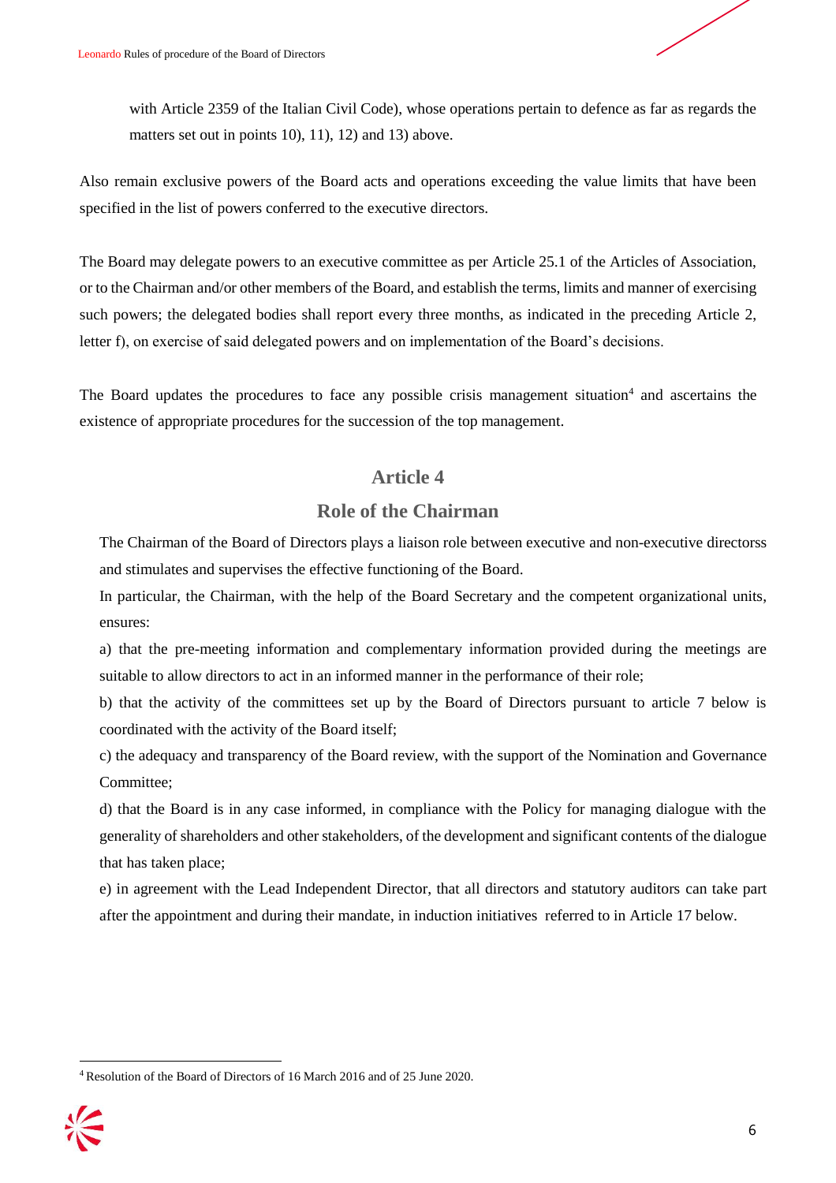with Article 2359 of the Italian Civil Code), whose operations pertain to defence as far as regards the matters set out in points 10), 11), 12) and 13) above.

Also remain exclusive powers of the Board acts and operations exceeding the value limits that have been specified in the list of powers conferred to the executive directors.

The Board may delegate powers to an executive committee as per Article 25.1 of the Articles of Association, or to the Chairman and/or other members of the Board, and establish the terms, limits and manner of exercising such powers; the delegated bodies shall report every three months, as indicated in the preceding Article 2, letter f), on exercise of said delegated powers and on implementation of the Board's decisions.

The Board updates the procedures to face any possible crisis management situation[4] and ascertains the existence of appropriate procedures for the succession of the top management.

## Article 4

## Role of the Chairman

The Chairman of the Board of Directors plays a liaison role between executive and non-executive directorss and stimulates and supervises the effective functioning of the Board.

In particular, the Chairman, with the help of the Board Secretary and the competent organizational units, ensures:

a) that the pre-meeting information and complementary information provided during the meetings are suitable to allow directors to act in an informed manner in the performance of their role;

b) that the activity of the committees set up by the Board of Directors pursuant to article 7 below is coordinated with the activity of the Board itself;

c) the adequacy and transparency of the Board review, with the support of the Nomination and Governance Committee;

d) that the Board is in any case informed, in compliance with the Policy for managing dialogue with the generality of shareholders and other stakeholders, of the development and significant contents of the dialogue that has taken place;

e) in agreement with the Lead Independent Director, that all directors and statutory auditors can take part after the appointment and during their mandate, in induction initiatives referred to in Article 17 below.

[4] Resolution of the Board of Directors of 16 March 2016 and of 25 June 2020.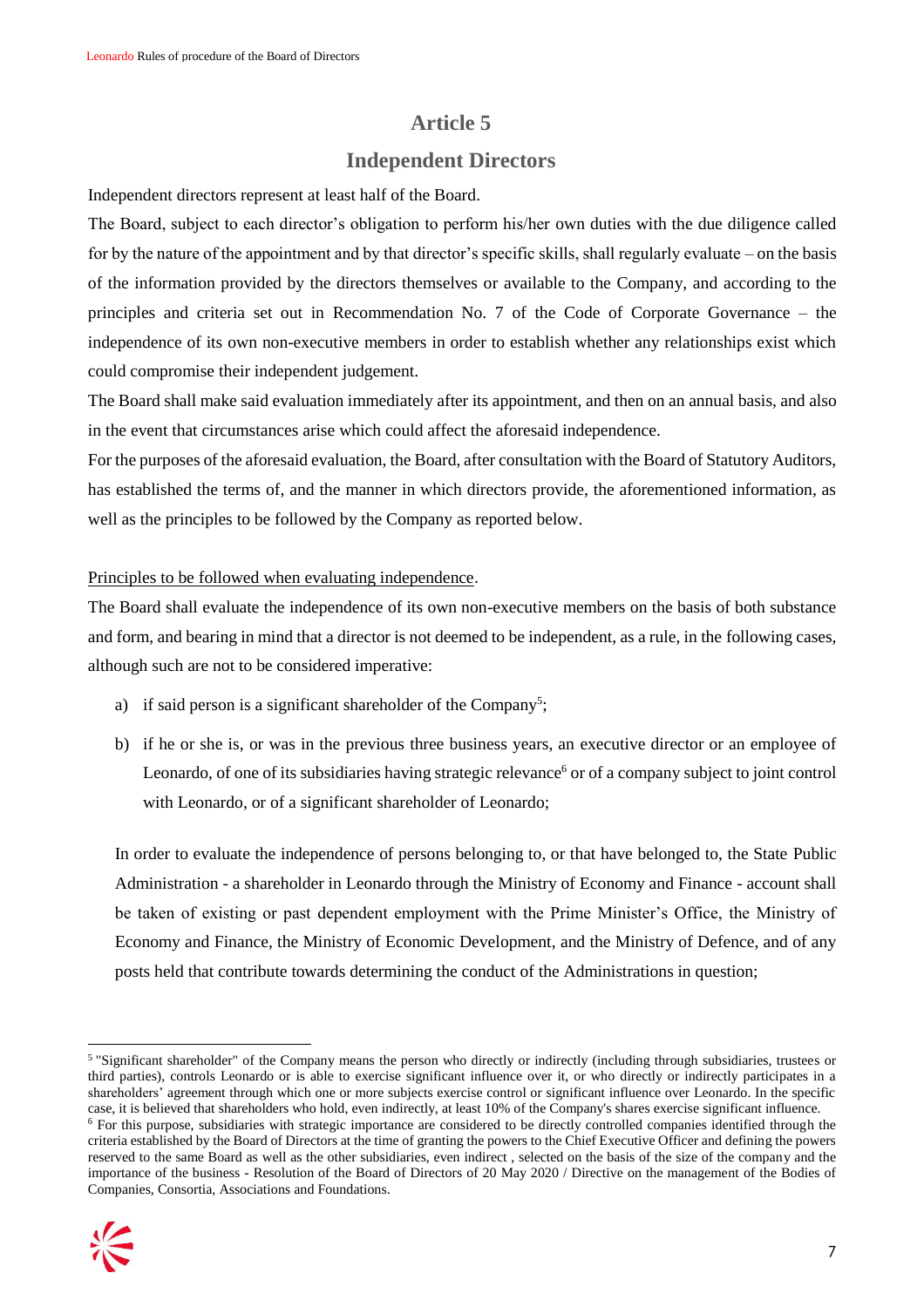# Article 5

## Independent Directors

Independent directors represent at least half of the Board.

The Board, subject to each director's obligation to perform his/her own duties with the due diligence called for by the nature of the appointment and by that director's specific skills, shall regularly evaluate – on the basis of the information provided by the directors themselves or available to the Company, and according to the principles and criteria set out in Recommendation No. 7 of the Code of Corporate Governance – the independence of its own non-executive members in order to establish whether any relationships exist which could compromise their independent judgement.

The Board shall make said evaluation immediately after its appointment, and then on an annual basis, and also in the event that circumstances arise which could affect the aforesaid independence.

For the purposes of the aforesaid evaluation, the Board, after consultation with the Board of Statutory Auditors, has established the terms of, and the manner in which directors provide, the aforementioned information, as well as the principles to be followed by the Company as reported below.

Principles to be followed when evaluating independence.

The Board shall evaluate the independence of its own non-executive members on the basis of both substance and form, and bearing in mind that a director is not deemed to be independent, as a rule, in the following cases, although such are not to be considered imperative:

a) if said person is a significant shareholder of the Company[5];

b) if he or she is, or was in the previous three business years, an executive director or an employee of Leonardo, of one of its subsidiaries having strategic relevance[6] or of a company subject to joint control with Leonardo, or of a significant shareholder of Leonardo;

In order to evaluate the independence of persons belonging to, or that have belonged to, the State Public Administration - a shareholder in Leonardo through the Ministry of Economy and Finance - account shall be taken of existing or past dependent employment with the Prime Minister's Office, the Ministry of Economy and Finance, the Ministry of Economic Development, and the Ministry of Defence, and of any posts held that contribute towards determining the conduct of the Administrations in question;

---

[5] "Significant shareholder" of the Company means the person who directly or indirectly (including through subsidiaries, trustees or third parties), controls Leonardo or is able to exercise significant influence over it, or who directly or indirectly participates in a shareholders' agreement through which one or more subjects exercise control or significant influence over Leonardo. In the specific case, it is believed that shareholders who hold, even indirectly, at least 10% of the Company's shares exercise significant influence.

[6] For this purpose, subsidiaries with strategic importance are considered to be directly controlled companies identified through the criteria established by the Board of Directors at the time of granting the powers to the Chief Executive Officer and defining the powers reserved to the same Board as well as the other subsidiaries, even indirect , selected on the basis of the size of the company and the importance of the business - Resolution of the Board of Directors of 20 May 2020 / Directive on the management of the Bodies of Companies, Consortia, Associations and Foundations.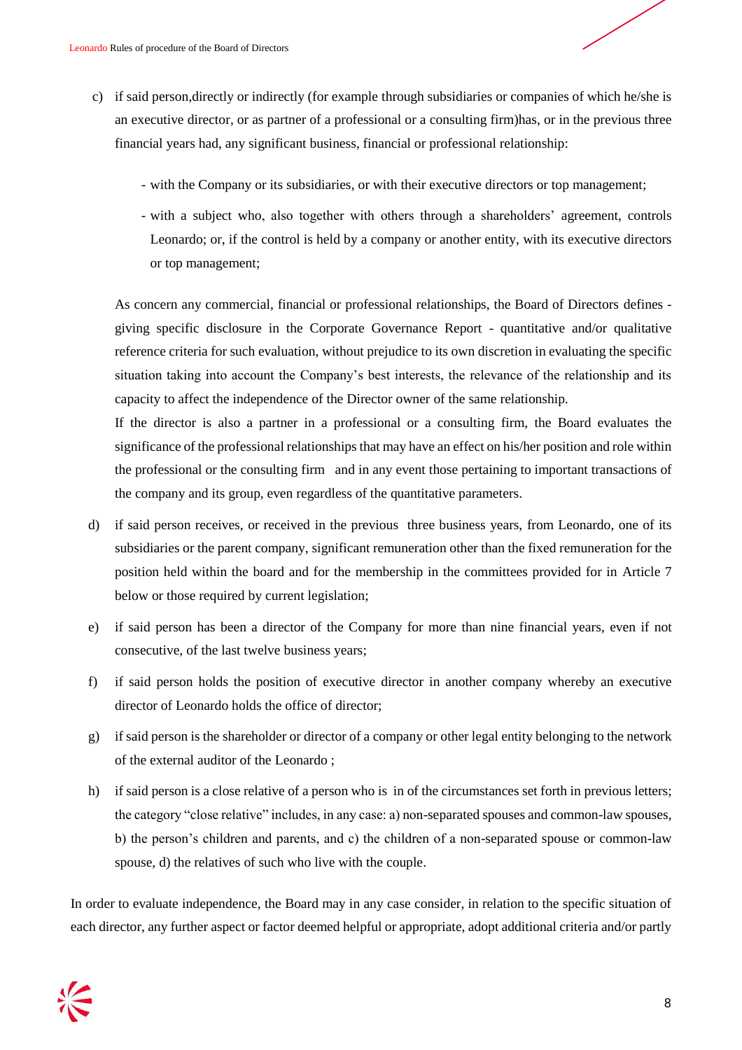c) if said person,directly or indirectly (for example through subsidiaries or companies of which he/she is an executive director, or as partner of a professional or a consulting firm)has, or in the previous three financial years had, any significant business, financial or professional relationship:

   - with the Company or its subsidiaries, or with their executive directors or top management;
   - with a subject who, also together with others through a shareholders' agreement, controls Leonardo; or, if the control is held by a company or another entity, with its executive directors or top management;

   As concern any commercial, financial or professional relationships, the Board of Directors defines - giving specific disclosure in the Corporate Governance Report - quantitative and/or qualitative reference criteria for such evaluation, without prejudice to its own discretion in evaluating the specific situation taking into account the Company's best interests, the relevance of the relationship and its capacity to affect the independence of the Director owner of the same relationship.

   If the director is also a partner in a professional or a consulting firm, the Board evaluates the significance of the professional relationships that may have an effect on his/her position and role within the professional or the consulting firm and in any event those pertaining to important transactions of the company and its group, even regardless of the quantitative parameters.

d) if said person receives, or received in the previous three business years, from Leonardo, one of its subsidiaries or the parent company, significant remuneration other than the fixed remuneration for the position held within the board and for the membership in the committees provided for in Article 7 below or those required by current legislation;

e) if said person has been a director of the Company for more than nine financial years, even if not consecutive, of the last twelve business years;

f) if said person holds the position of executive director in another company whereby an executive director of Leonardo holds the office of director;

g) if said person is the shareholder or director of a company or other legal entity belonging to the network of the external auditor of the Leonardo ;

h) if said person is a close relative of a person who is in of the circumstances set forth in previous letters; the category "close relative" includes, in any case: a) non-separated spouses and common-law spouses, b) the person's children and parents, and c) the children of a non-separated spouse or common-law spouse, d) the relatives of such who live with the couple.

In order to evaluate independence, the Board may in any case consider, in relation to the specific situation of each director, any further aspect or factor deemed helpful or appropriate, adopt additional criteria and/or partly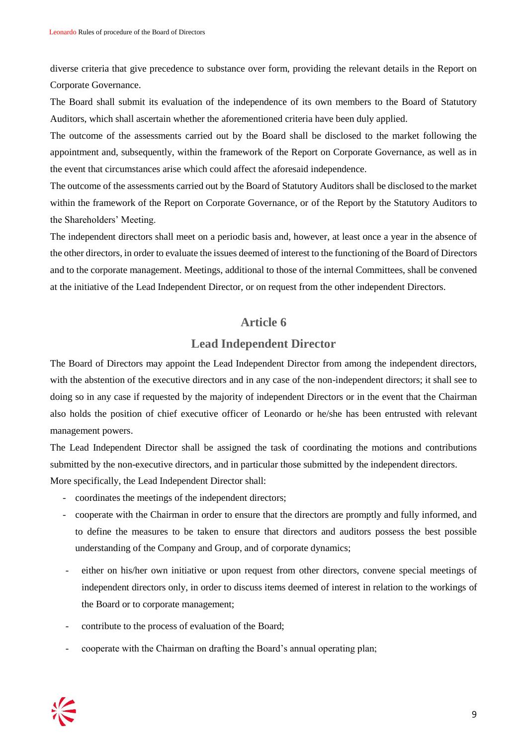diverse criteria that give precedence to substance over form, providing the relevant details in the Report on Corporate Governance.

The Board shall submit its evaluation of the independence of its own members to the Board of Statutory Auditors, which shall ascertain whether the aforementioned criteria have been duly applied.

The outcome of the assessments carried out by the Board shall be disclosed to the market following the appointment and, subsequently, within the framework of the Report on Corporate Governance, as well as in the event that circumstances arise which could affect the aforesaid independence.

The outcome of the assessments carried out by the Board of Statutory Auditors shall be disclosed to the market within the framework of the Report on Corporate Governance, or of the Report by the Statutory Auditors to the Shareholders' Meeting.

The independent directors shall meet on a periodic basis and, however, at least once a year in the absence of the other directors, in order to evaluate the issues deemed of interest to the functioning of the Board of Directors and to the corporate management. Meetings, additional to those of the internal Committees, shall be convened at the initiative of the Lead Independent Director, or on request from the other independent Directors.

## Article 6

## Lead Independent Director

The Board of Directors may appoint the Lead Independent Director from among the independent directors, with the abstention of the executive directors and in any case of the non-independent directors; it shall see to doing so in any case if requested by the majority of independent Directors or in the event that the Chairman also holds the position of chief executive officer of Leonardo or he/she has been entrusted with relevant management powers.

The Lead Independent Director shall be assigned the task of coordinating the motions and contributions submitted by the non-executive directors, and in particular those submitted by the independent directors.

More specifically, the Lead Independent Director shall:

- coordinates the meetings of the independent directors;
- cooperate with the Chairman in order to ensure that the directors are promptly and fully informed, and to define the measures to be taken to ensure that directors and auditors possess the best possible understanding of the Company and Group, and of corporate dynamics;
- either on his/her own initiative or upon request from other directors, convene special meetings of independent directors only, in order to discuss items deemed of interest in relation to the workings of the Board or to corporate management;
- contribute to the process of evaluation of the Board;
- cooperate with the Chairman on drafting the Board's annual operating plan;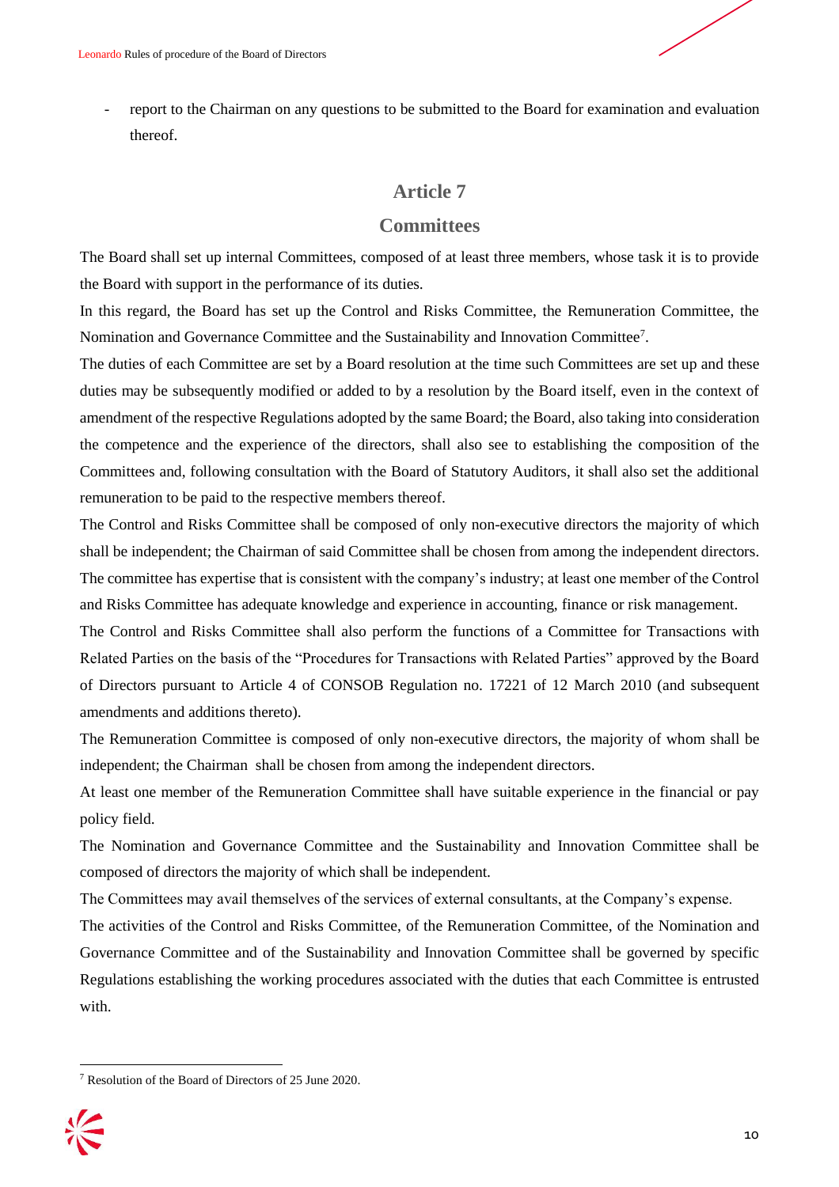- report to the Chairman on any questions to be submitted to the Board for examination and evaluation thereof.

## Article 7

## Committees

The Board shall set up internal Committees, composed of at least three members, whose task it is to provide the Board with support in the performance of its duties.

In this regard, the Board has set up the Control and Risks Committee, the Remuneration Committee, the Nomination and Governance Committee and the Sustainability and Innovation Committee[7].

The duties of each Committee are set by a Board resolution at the time such Committees are set up and these duties may be subsequently modified or added to by a resolution by the Board itself, even in the context of amendment of the respective Regulations adopted by the same Board; the Board, also taking into consideration the competence and the experience of the directors, shall also see to establishing the composition of the Committees and, following consultation with the Board of Statutory Auditors, it shall also set the additional remuneration to be paid to the respective members thereof.

The Control and Risks Committee shall be composed of only non-executive directors the majority of which shall be independent; the Chairman of said Committee shall be chosen from among the independent directors. The committee has expertise that is consistent with the company's industry; at least one member of the Control and Risks Committee has adequate knowledge and experience in accounting, finance or risk management.

The Control and Risks Committee shall also perform the functions of a Committee for Transactions with Related Parties on the basis of the "Procedures for Transactions with Related Parties" approved by the Board of Directors pursuant to Article 4 of CONSOB Regulation no. 17221 of 12 March 2010 (and subsequent amendments and additions thereto).

The Remuneration Committee is composed of only non-executive directors, the majority of whom shall be independent; the Chairman shall be chosen from among the independent directors.

At least one member of the Remuneration Committee shall have suitable experience in the financial or pay policy field.

The Nomination and Governance Committee and the Sustainability and Innovation Committee shall be composed of directors the majority of which shall be independent.

The Committees may avail themselves of the services of external consultants, at the Company's expense.

The activities of the Control and Risks Committee, of the Remuneration Committee, of the Nomination and Governance Committee and of the Sustainability and Innovation Committee shall be governed by specific Regulations establishing the working procedures associated with the duties that each Committee is entrusted with.

[7] Resolution of the Board of Directors of 25 June 2020.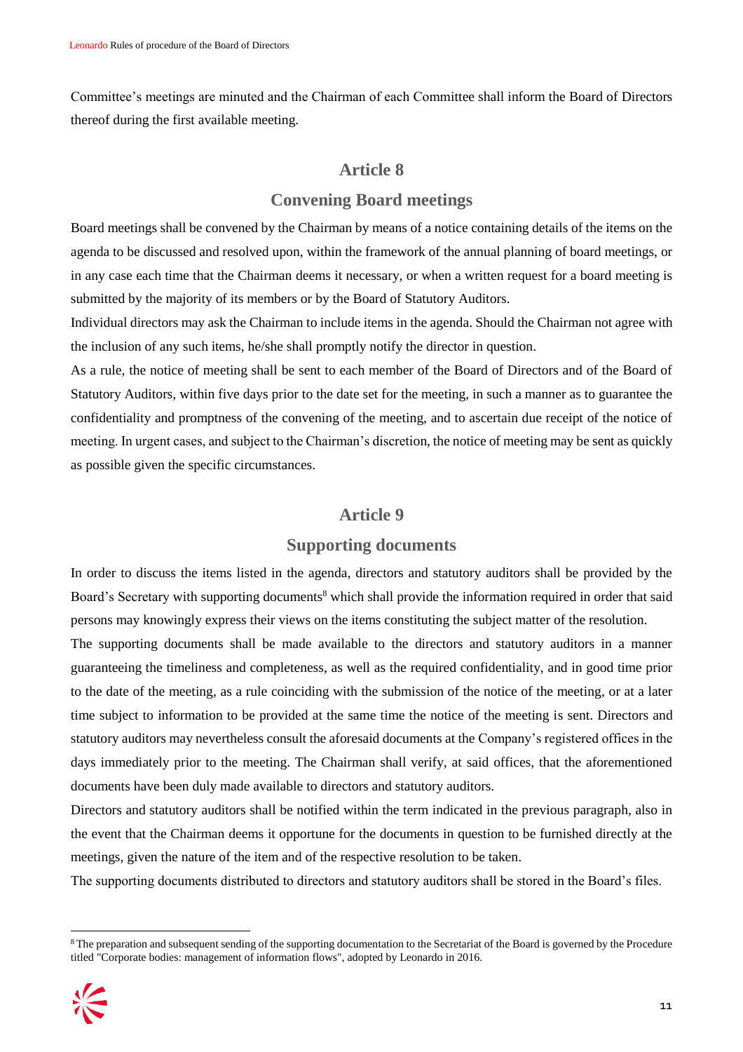Committee's meetings are minuted and the Chairman of each Committee shall inform the Board of Directors thereof during the first available meeting.

## Article 8

## Convening Board meetings

Board meetings shall be convened by the Chairman by means of a notice containing details of the items on the agenda to be discussed and resolved upon, within the framework of the annual planning of board meetings, or in any case each time that the Chairman deems it necessary, or when a written request for a board meeting is submitted by the majority of its members or by the Board of Statutory Auditors.

Individual directors may ask the Chairman to include items in the agenda. Should the Chairman not agree with the inclusion of any such items, he/she shall promptly notify the director in question.

As a rule, the notice of meeting shall be sent to each member of the Board of Directors and of the Board of Statutory Auditors, within five days prior to the date set for the meeting, in such a manner as to guarantee the confidentiality and promptness of the convening of the meeting, and to ascertain due receipt of the notice of meeting. In urgent cases, and subject to the Chairman's discretion, the notice of meeting may be sent as quickly as possible given the specific circumstances.

## Article 9

## Supporting documents

In order to discuss the items listed in the agenda, directors and statutory auditors shall be provided by the Board's Secretary with supporting documents[8] which shall provide the information required in order that said persons may knowingly express their views on the items constituting the subject matter of the resolution.

The supporting documents shall be made available to the directors and statutory auditors in a manner guaranteeing the timeliness and completeness, as well as the required confidentiality, and in good time prior to the date of the meeting, as a rule coinciding with the submission of the notice of the meeting, or at a later time subject to information to be provided at the same time the notice of the meeting is sent. Directors and statutory auditors may nevertheless consult the aforesaid documents at the Company's registered offices in the days immediately prior to the meeting. The Chairman shall verify, at said offices, that the aforementioned documents have been duly made available to directors and statutory auditors.

Directors and statutory auditors shall be notified within the term indicated in the previous paragraph, also in the event that the Chairman deems it opportune for the documents in question to be furnished directly at the meetings, given the nature of the item and of the respective resolution to be taken.

The supporting documents distributed to directors and statutory auditors shall be stored in the Board's files.

---

[8] The preparation and subsequent sending of the supporting documentation to the Secretariat of the Board is governed by the Procedure titled "Corporate bodies: management of information flows", adopted by Leonardo in 2016.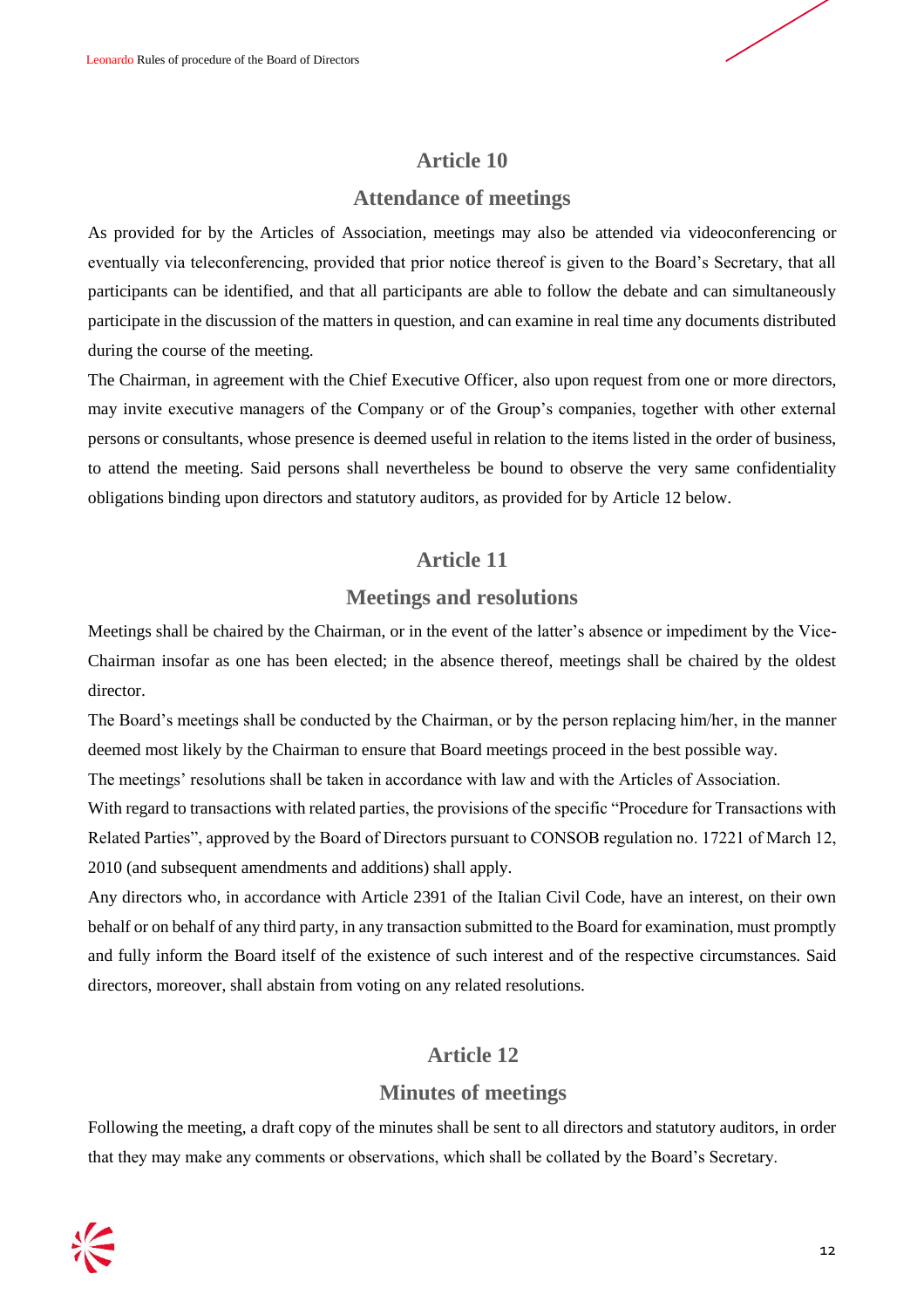## Article 10

## Attendance of meetings

As provided for by the Articles of Association, meetings may also be attended via videoconferencing or eventually via teleconferencing, provided that prior notice thereof is given to the Board's Secretary, that all participants can be identified, and that all participants are able to follow the debate and can simultaneously participate in the discussion of the matters in question, and can examine in real time any documents distributed during the course of the meeting.

The Chairman, in agreement with the Chief Executive Officer, also upon request from one or more directors, may invite executive managers of the Company or of the Group's companies, together with other external persons or consultants, whose presence is deemed useful in relation to the items listed in the order of business, to attend the meeting. Said persons shall nevertheless be bound to observe the very same confidentiality obligations binding upon directors and statutory auditors, as provided for by Article 12 below.

## Article 11

## Meetings and resolutions

Meetings shall be chaired by the Chairman, or in the event of the latter's absence or impediment by the Vice-Chairman insofar as one has been elected; in the absence thereof, meetings shall be chaired by the oldest director.

The Board's meetings shall be conducted by the Chairman, or by the person replacing him/her, in the manner deemed most likely by the Chairman to ensure that Board meetings proceed in the best possible way.

The meetings' resolutions shall be taken in accordance with law and with the Articles of Association.

With regard to transactions with related parties, the provisions of the specific "Procedure for Transactions with Related Parties", approved by the Board of Directors pursuant to CONSOB regulation no. 17221 of March 12, 2010 (and subsequent amendments and additions) shall apply.

Any directors who, in accordance with Article 2391 of the Italian Civil Code, have an interest, on their own behalf or on behalf of any third party, in any transaction submitted to the Board for examination, must promptly and fully inform the Board itself of the existence of such interest and of the respective circumstances. Said directors, moreover, shall abstain from voting on any related resolutions.

## Article 12

## Minutes of meetings

Following the meeting, a draft copy of the minutes shall be sent to all directors and statutory auditors, in order that they may make any comments or observations, which shall be collated by the Board's Secretary.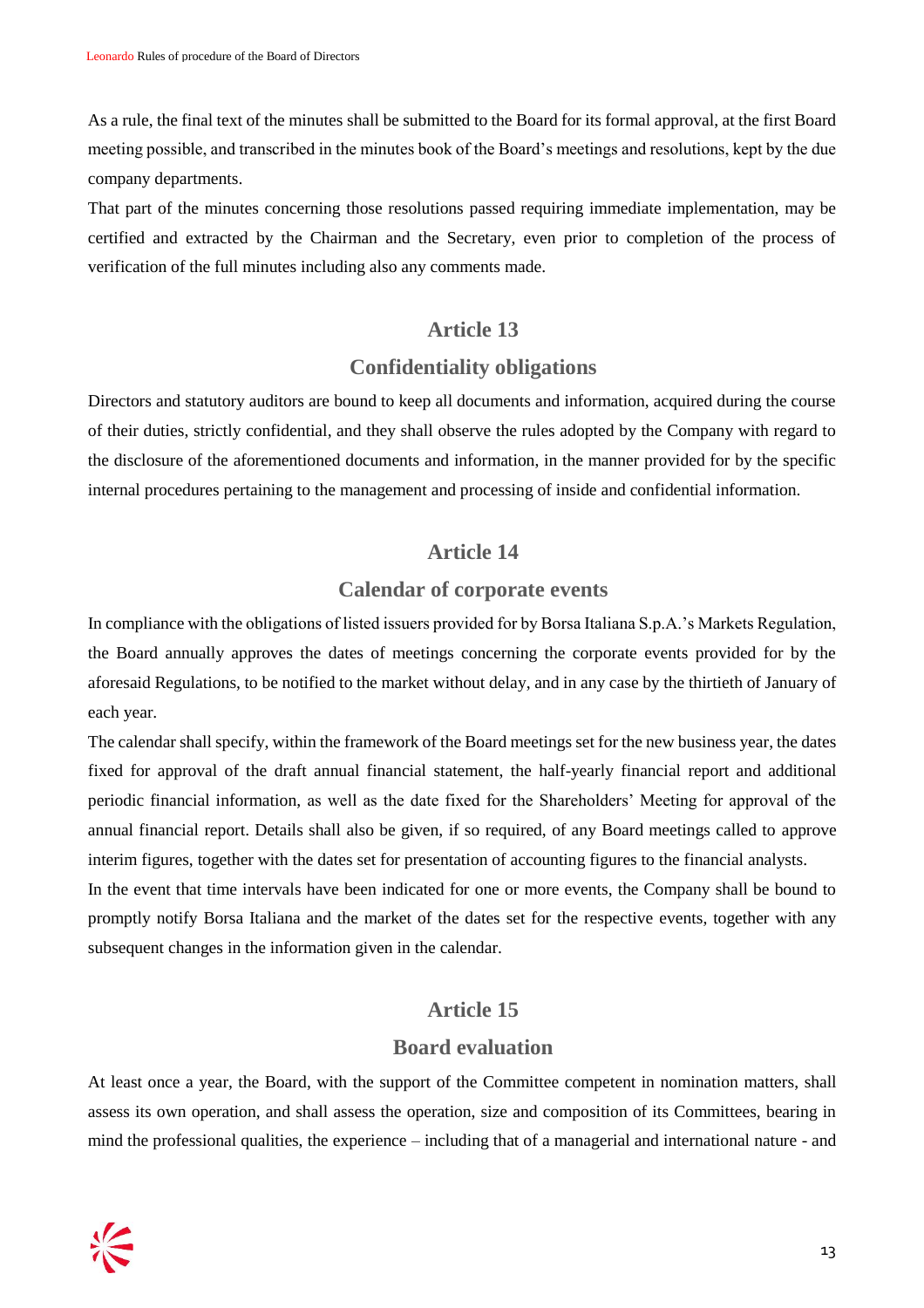As a rule, the final text of the minutes shall be submitted to the Board for its formal approval, at the first Board meeting possible, and transcribed in the minutes book of the Board's meetings and resolutions, kept by the due company departments.

That part of the minutes concerning those resolutions passed requiring immediate implementation, may be certified and extracted by the Chairman and the Secretary, even prior to completion of the process of verification of the full minutes including also any comments made.

## Article 13

## Confidentiality obligations

Directors and statutory auditors are bound to keep all documents and information, acquired during the course of their duties, strictly confidential, and they shall observe the rules adopted by the Company with regard to the disclosure of the aforementioned documents and information, in the manner provided for by the specific internal procedures pertaining to the management and processing of inside and confidential information.

## Article 14

## Calendar of corporate events

In compliance with the obligations of listed issuers provided for by Borsa Italiana S.p.A.'s Markets Regulation, the Board annually approves the dates of meetings concerning the corporate events provided for by the aforesaid Regulations, to be notified to the market without delay, and in any case by the thirtieth of January of each year.

The calendar shall specify, within the framework of the Board meetings set for the new business year, the dates fixed for approval of the draft annual financial statement, the half-yearly financial report and additional periodic financial information, as well as the date fixed for the Shareholders' Meeting for approval of the annual financial report. Details shall also be given, if so required, of any Board meetings called to approve interim figures, together with the dates set for presentation of accounting figures to the financial analysts.

In the event that time intervals have been indicated for one or more events, the Company shall be bound to promptly notify Borsa Italiana and the market of the dates set for the respective events, together with any subsequent changes in the information given in the calendar.

## Article 15

## Board evaluation

At least once a year, the Board, with the support of the Committee competent in nomination matters, shall assess its own operation, and shall assess the operation, size and composition of its Committees, bearing in mind the professional qualities, the experience – including that of a managerial and international nature - and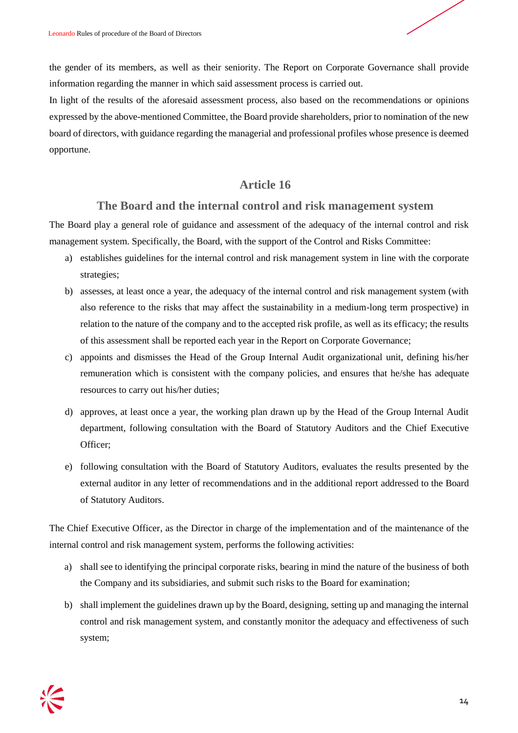the gender of its members, as well as their seniority. The Report on Corporate Governance shall provide information regarding the manner in which said assessment process is carried out.

In light of the results of the aforesaid assessment process, also based on the recommendations or opinions expressed by the above-mentioned Committee, the Board provide shareholders, prior to nomination of the new board of directors, with guidance regarding the managerial and professional profiles whose presence is deemed opportune.

## Article 16

## The Board and the internal control and risk management system

The Board play a general role of guidance and assessment of the adequacy of the internal control and risk management system. Specifically, the Board, with the support of the Control and Risks Committee:

a) establishes guidelines for the internal control and risk management system in line with the corporate strategies;

b) assesses, at least once a year, the adequacy of the internal control and risk management system (with also reference to the risks that may affect the sustainability in a medium-long term prospective) in relation to the nature of the company and to the accepted risk profile, as well as its efficacy; the results of this assessment shall be reported each year in the Report on Corporate Governance;

c) appoints and dismisses the Head of the Group Internal Audit organizational unit, defining his/her remuneration which is consistent with the company policies, and ensures that he/she has adequate resources to carry out his/her duties;

d) approves, at least once a year, the working plan drawn up by the Head of the Group Internal Audit department, following consultation with the Board of Statutory Auditors and the Chief Executive Officer;

e) following consultation with the Board of Statutory Auditors, evaluates the results presented by the external auditor in any letter of recommendations and in the additional report addressed to the Board of Statutory Auditors.

The Chief Executive Officer, as the Director in charge of the implementation and of the maintenance of the internal control and risk management system, performs the following activities:

a) shall see to identifying the principal corporate risks, bearing in mind the nature of the business of both the Company and its subsidiaries, and submit such risks to the Board for examination;

b) shall implement the guidelines drawn up by the Board, designing, setting up and managing the internal control and risk management system, and constantly monitor the adequacy and effectiveness of such system;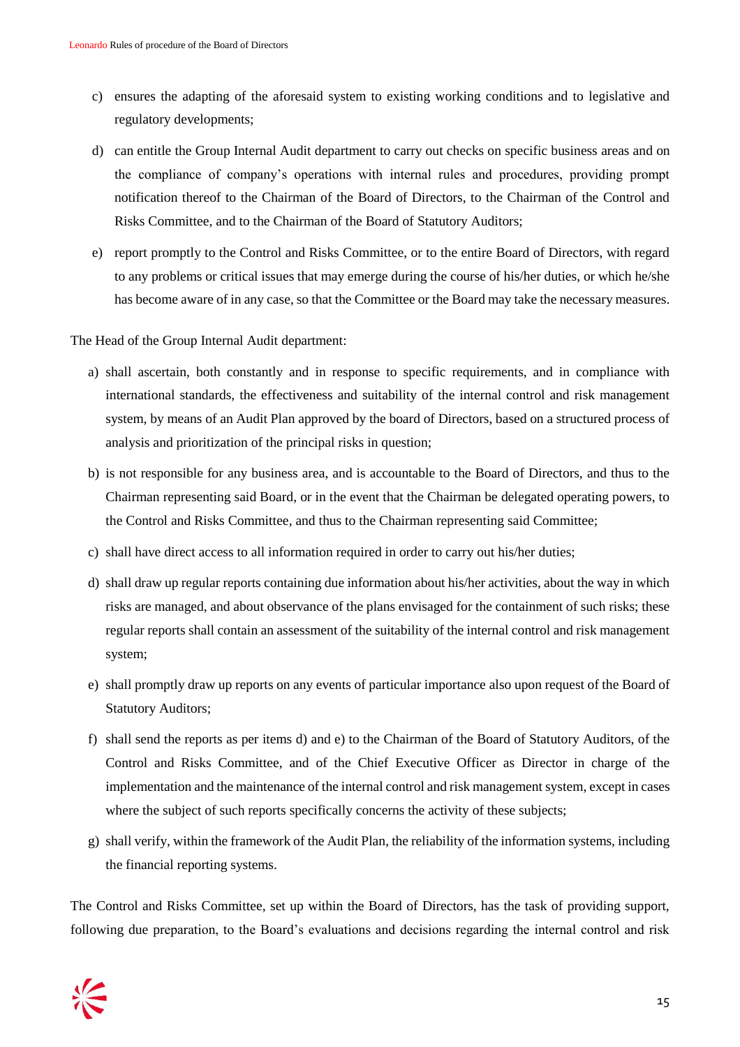c) ensures the adapting of the aforesaid system to existing working conditions and to legislative and regulatory developments;

d) can entitle the Group Internal Audit department to carry out checks on specific business areas and on the compliance of company's operations with internal rules and procedures, providing prompt notification thereof to the Chairman of the Board of Directors, to the Chairman of the Control and Risks Committee, and to the Chairman of the Board of Statutory Auditors;

e) report promptly to the Control and Risks Committee, or to the entire Board of Directors, with regard to any problems or critical issues that may emerge during the course of his/her duties, or which he/she has become aware of in any case, so that the Committee or the Board may take the necessary measures.

The Head of the Group Internal Audit department:

a) shall ascertain, both constantly and in response to specific requirements, and in compliance with international standards, the effectiveness and suitability of the internal control and risk management system, by means of an Audit Plan approved by the board of Directors, based on a structured process of analysis and prioritization of the principal risks in question;

b) is not responsible for any business area, and is accountable to the Board of Directors, and thus to the Chairman representing said Board, or in the event that the Chairman be delegated operating powers, to the Control and Risks Committee, and thus to the Chairman representing said Committee;

c) shall have direct access to all information required in order to carry out his/her duties;

d) shall draw up regular reports containing due information about his/her activities, about the way in which risks are managed, and about observance of the plans envisaged for the containment of such risks; these regular reports shall contain an assessment of the suitability of the internal control and risk management system;

e) shall promptly draw up reports on any events of particular importance also upon request of the Board of Statutory Auditors;

f) shall send the reports as per items d) and e) to the Chairman of the Board of Statutory Auditors, of the Control and Risks Committee, and of the Chief Executive Officer as Director in charge of the implementation and the maintenance of the internal control and risk management system, except in cases where the subject of such reports specifically concerns the activity of these subjects;

g) shall verify, within the framework of the Audit Plan, the reliability of the information systems, including the financial reporting systems.

The Control and Risks Committee, set up within the Board of Directors, has the task of providing support, following due preparation, to the Board's evaluations and decisions regarding the internal control and risk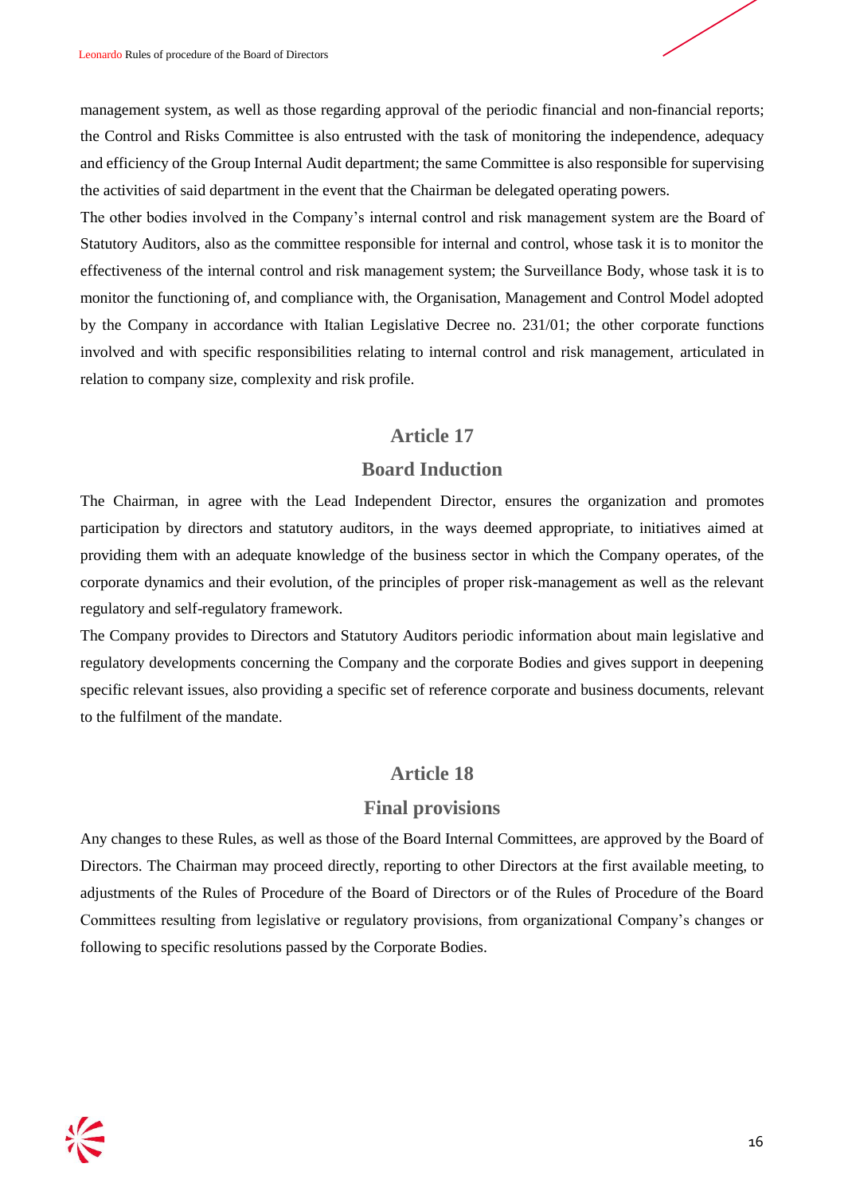management system, as well as those regarding approval of the periodic financial and non-financial reports; the Control and Risks Committee is also entrusted with the task of monitoring the independence, adequacy and efficiency of the Group Internal Audit department; the same Committee is also responsible for supervising the activities of said department in the event that the Chairman be delegated operating powers.

The other bodies involved in the Company's internal control and risk management system are the Board of Statutory Auditors, also as the committee responsible for internal and control, whose task it is to monitor the effectiveness of the internal control and risk management system; the Surveillance Body, whose task it is to monitor the functioning of, and compliance with, the Organisation, Management and Control Model adopted by the Company in accordance with Italian Legislative Decree no. 231/01; the other corporate functions involved and with specific responsibilities relating to internal control and risk management, articulated in relation to company size, complexity and risk profile.

## Article 17

## Board Induction

The Chairman, in agree with the Lead Independent Director, ensures the organization and promotes participation by directors and statutory auditors, in the ways deemed appropriate, to initiatives aimed at providing them with an adequate knowledge of the business sector in which the Company operates, of the corporate dynamics and their evolution, of the principles of proper risk-management as well as the relevant regulatory and self-regulatory framework.

The Company provides to Directors and Statutory Auditors periodic information about main legislative and regulatory developments concerning the Company and the corporate Bodies and gives support in deepening specific relevant issues, also providing a specific set of reference corporate and business documents, relevant to the fulfilment of the mandate.

## Article 18

## Final provisions

Any changes to these Rules, as well as those of the Board Internal Committees, are approved by the Board of Directors. The Chairman may proceed directly, reporting to other Directors at the first available meeting, to adjustments of the Rules of Procedure of the Board of Directors or of the Rules of Procedure of the Board Committees resulting from legislative or regulatory provisions, from organizational Company's changes or following to specific resolutions passed by the Corporate Bodies.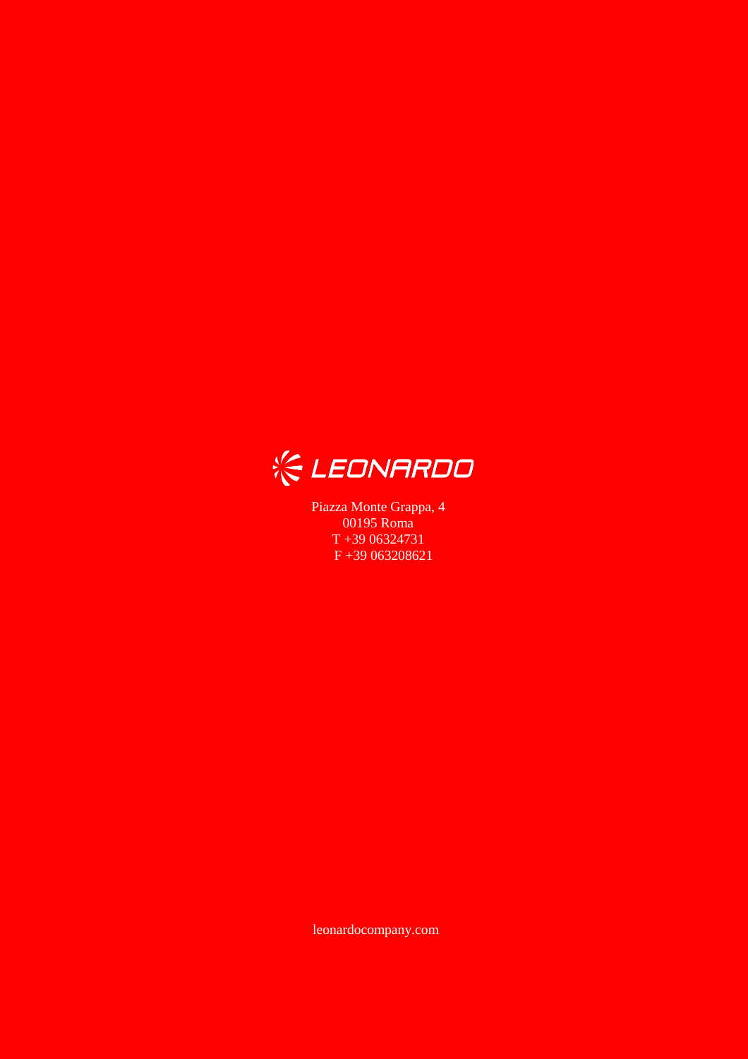LEONARDO

Piazza Monte Grappa, 4
00195 Roma
T +39 06324731
F +39 063208621

leonardocompany.com